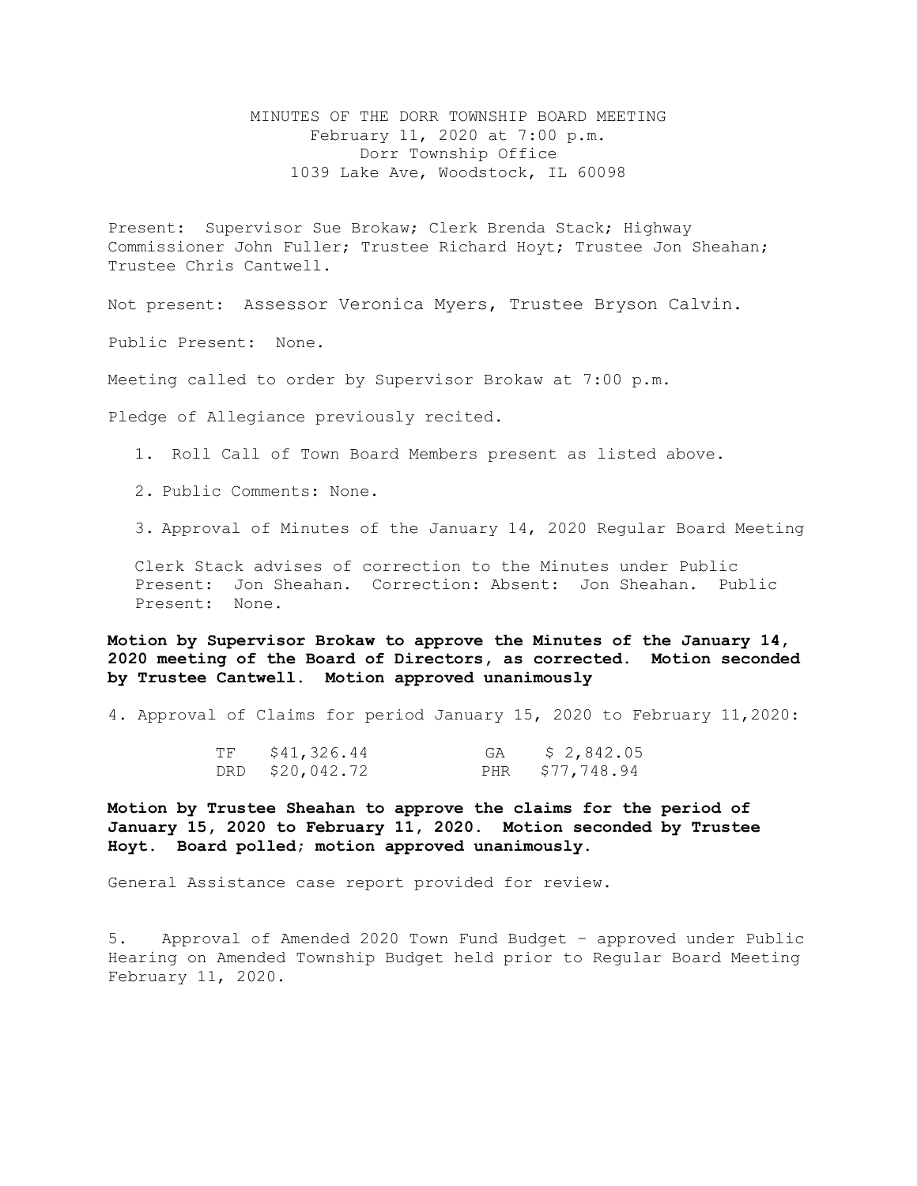# MINUTES OF THE DORR TOWNSHIP BOARD MEETING

February 11, 2020 at 7:00 p.m.
Dorr Township Office
1039 Lake Ave, Woodstock, IL 60098

Present: Supervisor Sue Brokaw; Clerk Brenda Stack; Highway Commissioner John Fuller; Trustee Richard Hoyt; Trustee Jon Sheahan; Trustee Chris Cantwell.

Not present: Assessor Veronica Myers, Trustee Bryson Calvin.

Public Present: None.

Meeting called to order by Supervisor Brokaw at 7:00 p.m.

Pledge of Allegiance previously recited.

1. Roll Call of Town Board Members present as listed above.

2. Public Comments: None.

3. Approval of Minutes of the January 14, 2020 Regular Board Meeting

   Clerk Stack advises of correction to the Minutes under Public Present: Jon Sheahan. Correction: Absent: Jon Sheahan. Public Present: None.

**Motion by Supervisor Brokaw to approve the Minutes of the January 14, 2020 meeting of the Board of Directors, as corrected. Motion seconded by Trustee Cantwell. Motion approved unanimously**

4. Approval of Claims for period January 15, 2020 to February 11,2020:

| | | | |
|---|---|---|---|
| TF | $41,326.44 | GA | $ 2,842.05 |
| DRD | $20,042.72 | PHR | $77,748.94 |

**Motion by Trustee Sheahan to approve the claims for the period of January 15, 2020 to February 11, 2020. Motion seconded by Trustee Hoyt. Board polled; motion approved unanimously.**

General Assistance case report provided for review.

5. Approval of Amended 2020 Town Fund Budget – approved under Public Hearing on Amended Township Budget held prior to Regular Board Meeting February 11, 2020.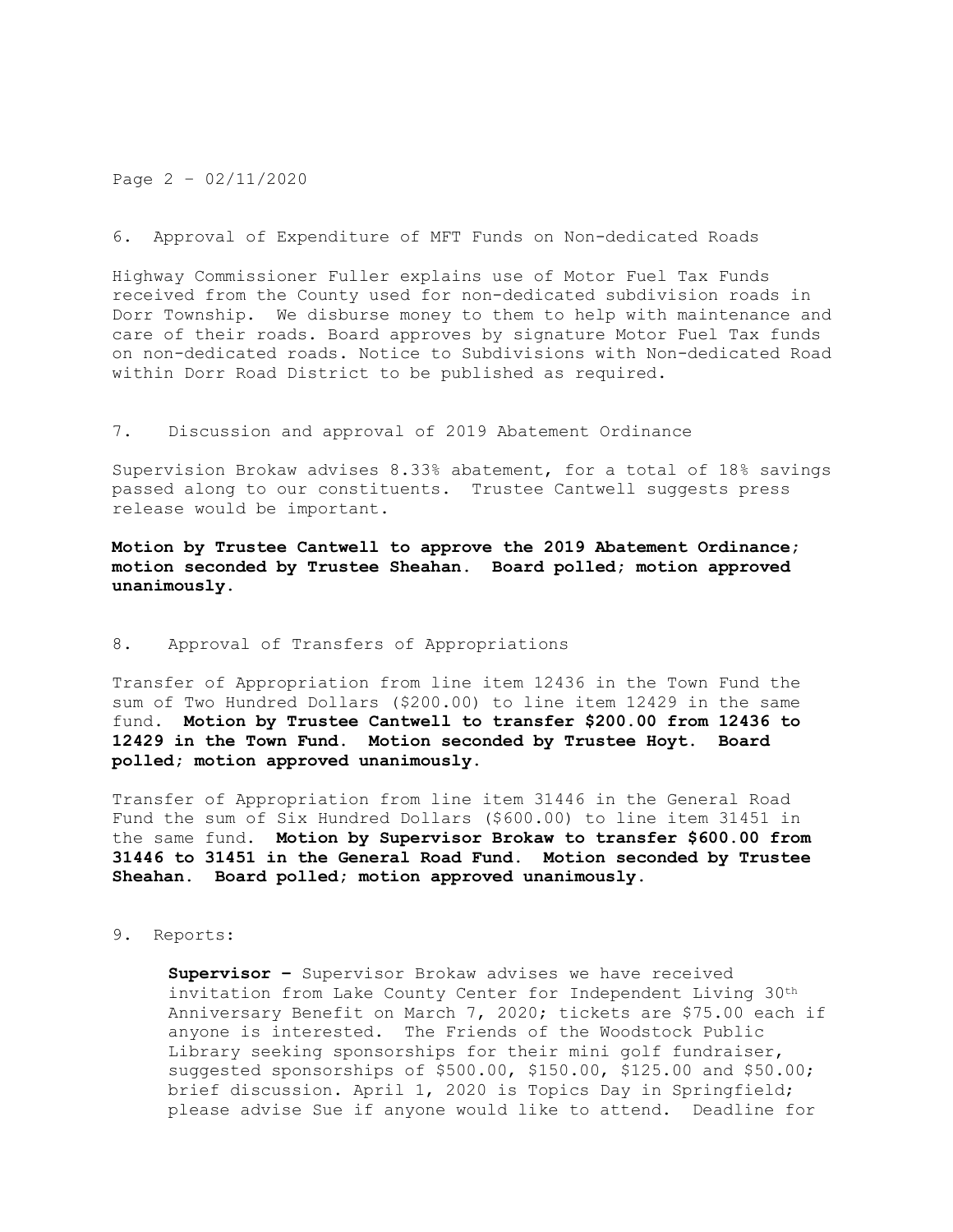6. Approval of Expenditure of MFT Funds on Non-dedicated Roads

Highway Commissioner Fuller explains use of Motor Fuel Tax Funds received from the County used for non-dedicated subdivision roads in Dorr Township. We disburse money to them to help with maintenance and care of their roads. Board approves by signature Motor Fuel Tax funds on non-dedicated roads. Notice to Subdivisions with Non-dedicated Road within Dorr Road District to be published as required.

7. Discussion and approval of 2019 Abatement Ordinance

Supervision Brokaw advises 8.33% abatement, for a total of 18% savings passed along to our constituents. Trustee Cantwell suggests press release would be important.

**Motion by Trustee Cantwell to approve the 2019 Abatement Ordinance; motion seconded by Trustee Sheahan. Board polled; motion approved unanimously.**

8. Approval of Transfers of Appropriations

Transfer of Appropriation from line item 12436 in the Town Fund the sum of Two Hundred Dollars ($200.00) to line item 12429 in the same fund. **Motion by Trustee Cantwell to transfer $200.00 from 12436 to 12429 in the Town Fund. Motion seconded by Trustee Hoyt. Board polled; motion approved unanimously.**

Transfer of Appropriation from line item 31446 in the General Road Fund the sum of Six Hundred Dollars ($600.00) to line item 31451 in the same fund. **Motion by Supervisor Brokaw to transfer $600.00 from 31446 to 31451 in the General Road Fund. Motion seconded by Trustee Sheahan. Board polled; motion approved unanimously.**

9. Reports:

**Supervisor –** Supervisor Brokaw advises we have received invitation from Lake County Center for Independent Living 30th Anniversary Benefit on March 7, 2020; tickets are $75.00 each if anyone is interested. The Friends of the Woodstock Public Library seeking sponsorships for their mini golf fundraiser, suggested sponsorships of $500.00, $150.00, $125.00 and $50.00; brief discussion. April 1, 2020 is Topics Day in Springfield; please advise Sue if anyone would like to attend. Deadline for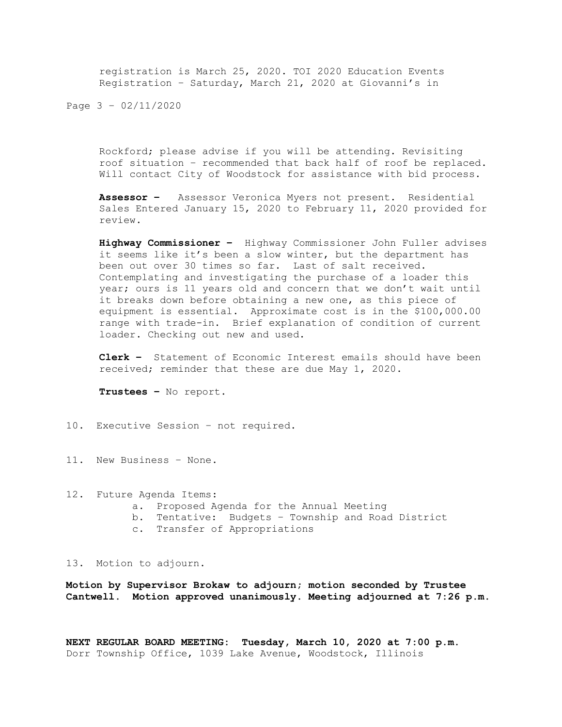registration is March 25, 2020. TOI 2020 Education Events Registration – Saturday, March 21, 2020 at Giovanni's in Rockford; please advise if you will be attending. Revisiting roof situation – recommended that back half of roof be replaced. Will contact City of Woodstock for assistance with bid process.

**Assessor –** Assessor Veronica Myers not present. Residential Sales Entered January 15, 2020 to February 11, 2020 provided for review.

**Highway Commissioner –** Highway Commissioner John Fuller advises it seems like it's been a slow winter, but the department has been out over 30 times so far. Last of salt received. Contemplating and investigating the purchase of a loader this year; ours is 11 years old and concern that we don't wait until it breaks down before obtaining a new one, as this piece of equipment is essential. Approximate cost is in the $100,000.00 range with trade-in. Brief explanation of condition of current loader. Checking out new and used.

**Clerk –** Statement of Economic Interest emails should have been received; reminder that these are due May 1, 2020.

**Trustees –** No report.

10. Executive Session – not required.

11. New Business – None.

12. Future Agenda Items:
    a. Proposed Agenda for the Annual Meeting
    b. Tentative: Budgets – Township and Road District
    c. Transfer of Appropriations

13. Motion to adjourn.

**Motion by Supervisor Brokaw to adjourn; motion seconded by Trustee Cantwell. Motion approved unanimously. Meeting adjourned at 7:26 p.m.**

**NEXT REGULAR BOARD MEETING: Tuesday, March 10, 2020 at 7:00 p.m.**
Dorr Township Office, 1039 Lake Avenue, Woodstock, Illinois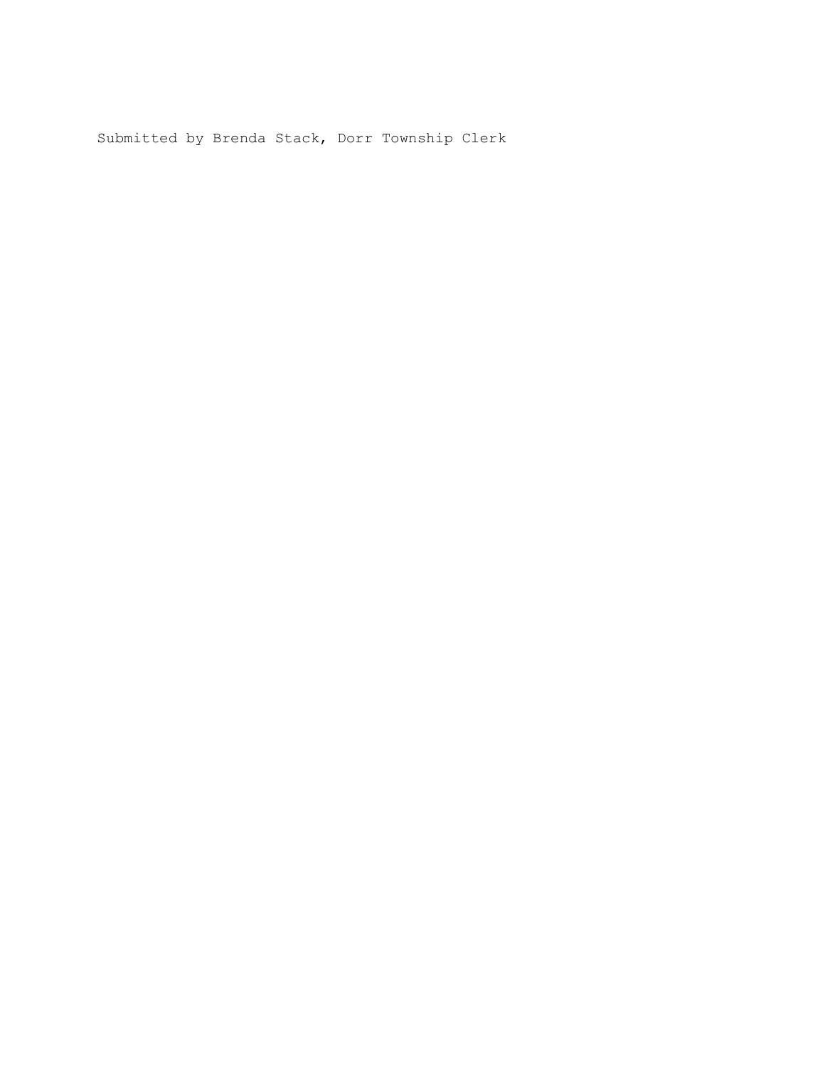Submitted by Brenda Stack, Dorr Township Clerk